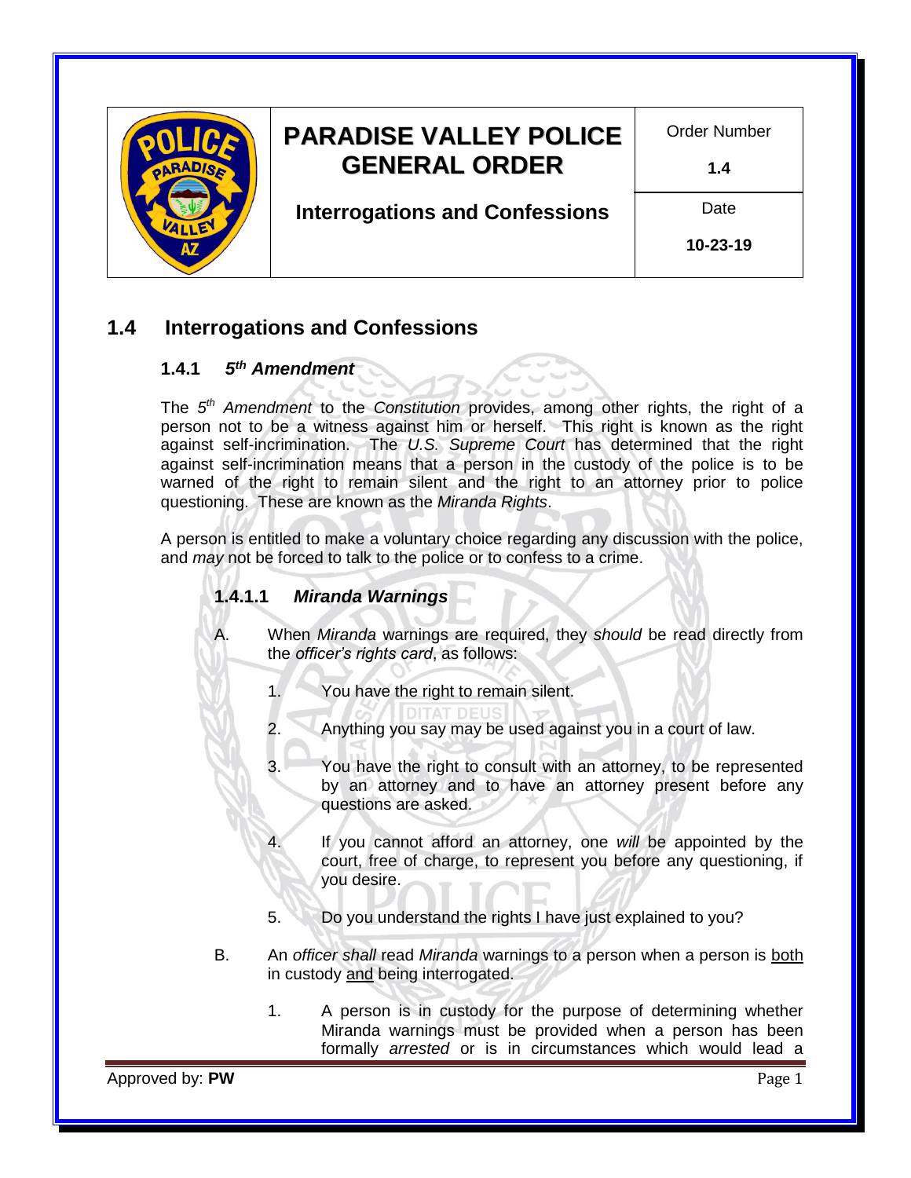# PARADISE VALLEY POLICE GENERAL ORDER

## Interrogations and Confessions

| Order Number | Date |
| --- | --- |
| **1.4** | **10-23-19** |

# 1.4 Interrogations and Confessions

## 1.4.1 *5th Amendment*

The *5th Amendment* to the *Constitution* provides, among other rights, the right of a person not to be a witness against him or herself. This right is known as the right against self-incrimination. The *U.S. Supreme Court* has determined that the right against self-incrimination means that a person in the custody of the police is to be warned of the right to remain silent and the right to an attorney prior to police questioning. These are known as the *Miranda Rights*.

A person is entitled to make a voluntary choice regarding any discussion with the police, and *may* not be forced to talk to the police or to confess to a crime.

### 1.4.1.1 *Miranda Warnings*

A. When *Miranda* warnings are required, they *should* be read directly from the *officer's rights card*, as follows:

1. You have the right to remain silent.
2. Anything you say may be used against you in a court of law.
3. You have the right to consult with an attorney, to be represented by an attorney and to have an attorney present before any questions are asked.
4. If you cannot afford an attorney, one *will* be appointed by the court, free of charge, to represent you before any questioning, if you desire.
5. Do you understand the rights I have just explained to you?

B. An *officer shall* read *Miranda* warnings to a person when a person is <u>both</u> in custody <u>and</u> being interrogated.

1. A person is in custody for the purpose of determining whether Miranda warnings must be provided when a person has been formally *arrested* or is in circumstances which would lead a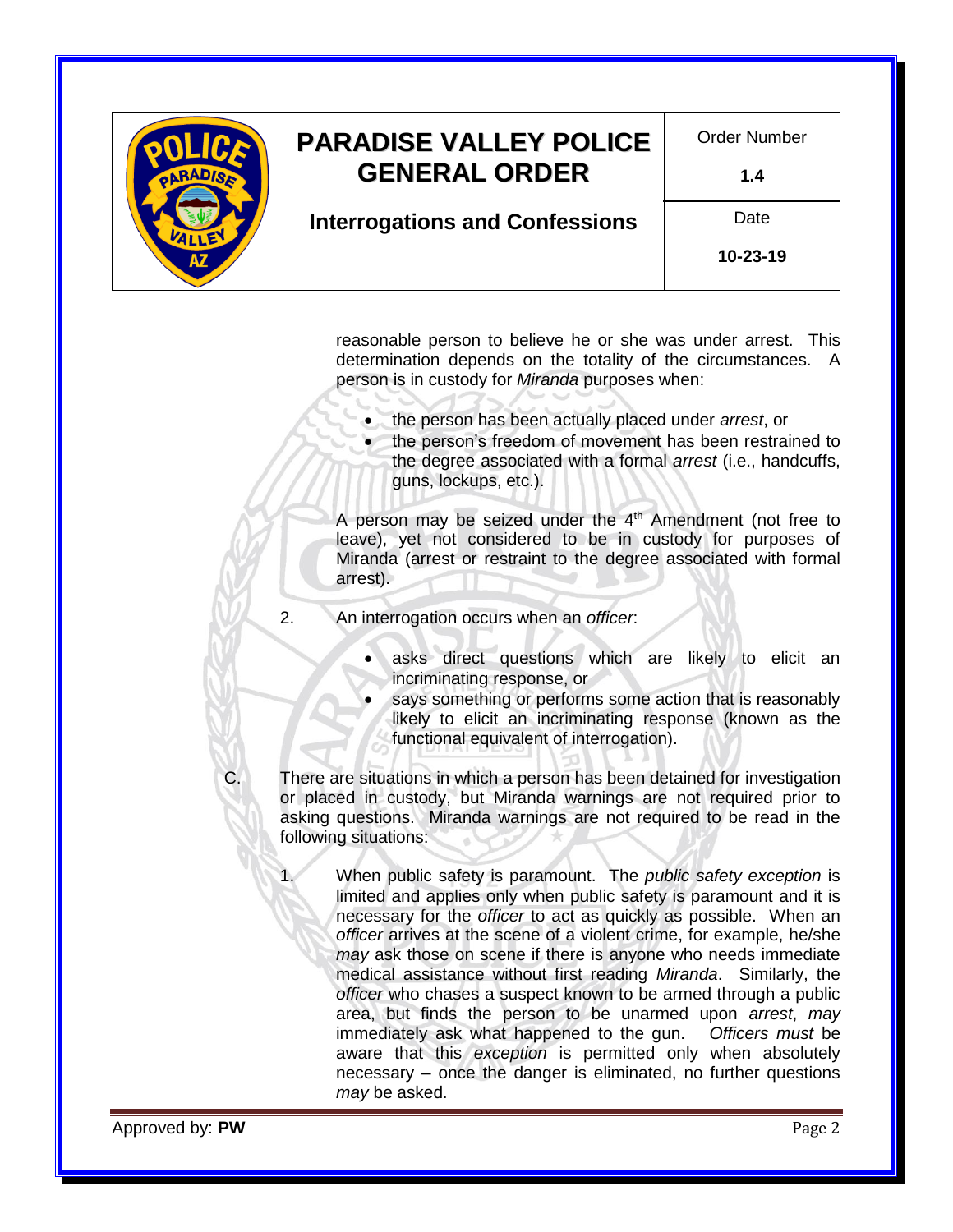reasonable person to believe he or she was under arrest. This determination depends on the totality of the circumstances. A person is in custody for *Miranda* purposes when:

- the person has actually placed under *arrest*, or
- the person's freedom of movement has been restrained to the degree associated with a formal *arrest* (i.e., handcuffs, guns, lockups, etc.).

A person may be seized under the 4th Amendment (not free to leave), yet not considered to be in custody for purposes of Miranda (arrest or restraint to the degree associated with formal arrest).

2. An interrogation occurs when an *officer*:

   - asks direct questions which are likely to elicit an incriminating response, or
   - says something or performs some action that is reasonably likely to elicit an incriminating response (known as the functional equivalent of interrogation).

C. There are situations in which a person has been detained for investigation or placed in custody, but Miranda warnings are not required prior to asking questions. Miranda warnings are not required to be read in the following situations:

   1. When public safety is paramount. The *public safety exception* is limited and applies only when public safety is paramount and it is necessary for the *officer* to act as quickly as possible. When an *officer* arrives at the scene of a violent crime, for example, he/she *may* ask those on scene if there is anyone who needs immediate medical assistance without first reading *Miranda*. Similarly, the *officer* who chases a suspect known to be armed through a public area, but finds the person to be unarmed upon *arrest*, *may* immediately ask what happened to the gun. *Officers must* be aware that this *exception* is permitted only when absolutely necessary – once the danger is eliminated, no further questions *may* be asked.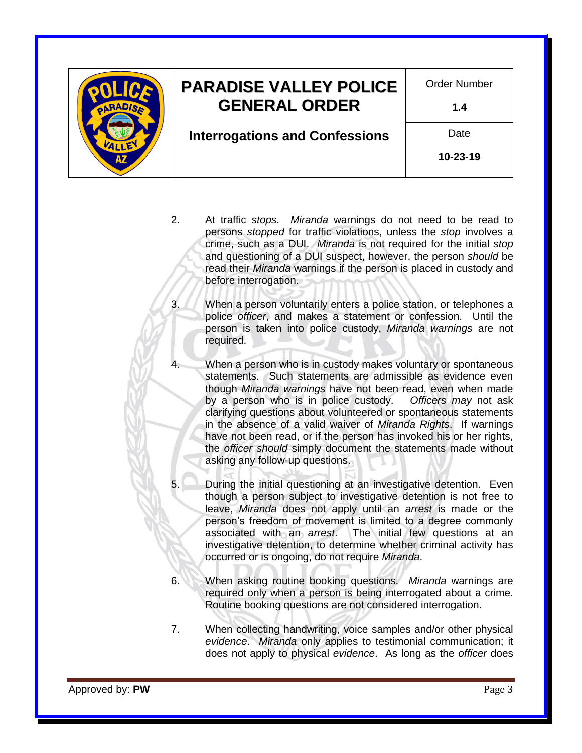2. At traffic *stops*. *Miranda* warnings do not need to be read to persons *stopped* for traffic violations, unless the *stop* involves a crime, such as a DUI. *Miranda* is not required for the initial *stop* and questioning of a DUI suspect, however, the person *should* be read their *Miranda* warnings if the person is placed in custody and before interrogation.

3. When a person voluntarily enters a police station, or telephones a police *officer*, and makes a statement or confession. Until the person is taken into police custody, *Miranda warnings* are not required.

4. When a person who is in custody makes voluntary or spontaneous statements. Such statements are admissible as evidence even though *Miranda warnings* have not been read, even when made by a person who is in police custody. *Officers may* not ask clarifying questions about volunteered or spontaneous statements in the absence of a valid waiver of *Miranda Rights*. If warnings have not been read, or if the person has invoked his or her rights, the *officer should* simply document the statements made without asking any follow-up questions.

5. During the initial questioning at an investigative detention. Even though a person subject to investigative detention is not free to leave, *Miranda* does not apply until an *arrest* is made or the person's freedom of movement is limited to a degree commonly associated with an *arrest*. The initial few questions at an investigative detention, to determine whether criminal activity has occurred or is ongoing, do not require *Miranda*.

6. When asking routine booking questions. *Miranda* warnings are required only when a person is being interrogated about a crime. Routine booking questions are not considered interrogation.

7. When collecting handwriting, voice samples and/or other physical *evidence*. *Miranda* only applies to testimonial communication; it does not apply to physical *evidence*. As long as the *officer* does

Approved by: **PW**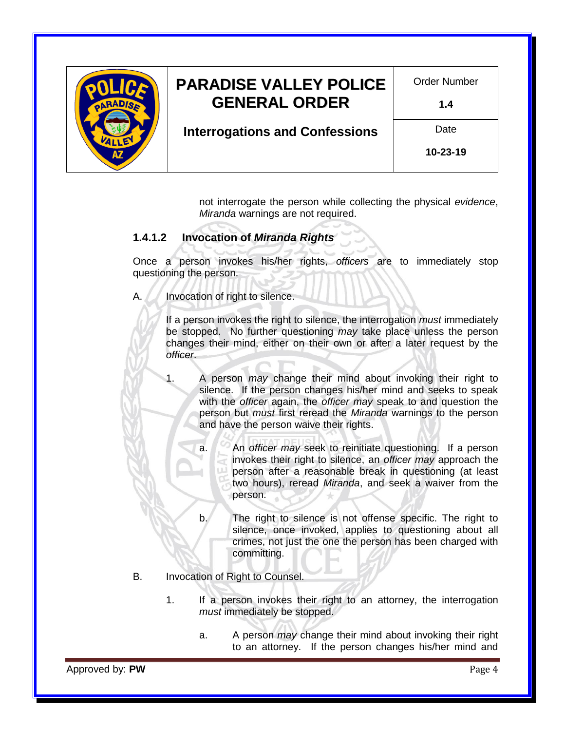not interrogate the person while collecting the physical *evidence*, *Miranda* warnings are not required.

### 1.4.1.2 Invocation of *Miranda Rights*

Once a person invokes his/her rights, *officers* are to immediately stop questioning the person.

A. Invocation of right to silence.

   If a person invokes the right to silence, the interrogation *must* immediately be stopped. No further questioning *may* take place unless the person changes their mind, either on their own or after a later request by the *officer*.

   1. A person *may* change their mind about invoking their right to silence. If the person changes his/her mind and seeks to speak with the *officer* again, the *officer may* speak to and question the person but *must* first reread the *Miranda* warnings to the person and have the person waive their rights.

      a. An *officer may* seek to reinitiate questioning. If a person invokes their right to silence, an *officer may* approach the person after a reasonable break in questioning (at least two hours), reread *Miranda*, and seek a waiver from the person.

      b. The right to silence is not offense specific. The right to silence, once invoked, applies to questioning about all crimes, not just the one the person has been charged with committing.

B. Invocation of Right to Counsel.

   1. If a person invokes their right to an attorney, the interrogation *must* immediately be stopped.

      a. A person *may* change their mind about invoking their right to an attorney. If the person changes his/her mind and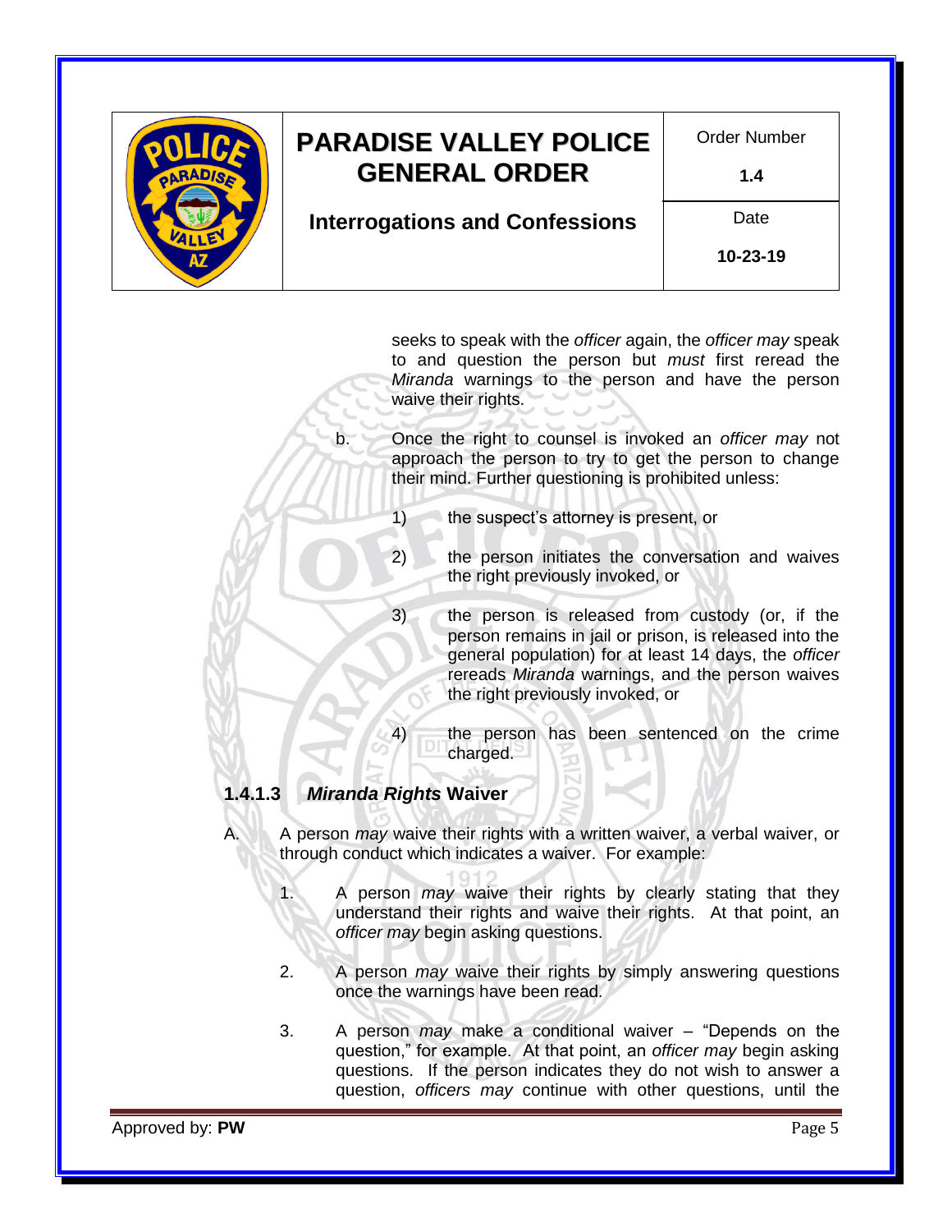seeks to speak with the *officer* again, the *officer may* speak to and question the person but *must* first reread the *Miranda* warnings to the person and have the person waive their rights.

b. Once the right to counsel is invoked an *officer may* not approach the person to try to get the person to change their mind. Further questioning is prohibited unless:

1) the suspect's attorney is present, or

2) the person initiates the conversation and waives the right previously invoked, or

3) the person is released from custody (or, if the person remains in jail or prison, is released into the general population) for at least 14 days, the *officer* rereads *Miranda* warnings, and the person waives the right previously invoked, or

4) the person has been sentenced on the crime charged.

### 1.4.1.3 *Miranda Rights* Waiver

A. A person *may* waive their rights with a written waiver, a verbal waiver, or through conduct which indicates a waiver. For example:

1. A person *may* waive their rights by clearly stating that they understand their rights and waive their rights. At that point, an *officer may* begin asking questions.

2. A person *may* waive their rights by simply answering questions once the warnings have been read.

3. A person *may* make a conditional waiver – "Depends on the question," for example. At that point, an *officer may* begin asking questions. If the person indicates they do not wish to answer a question, *officers may* continue with other questions, until the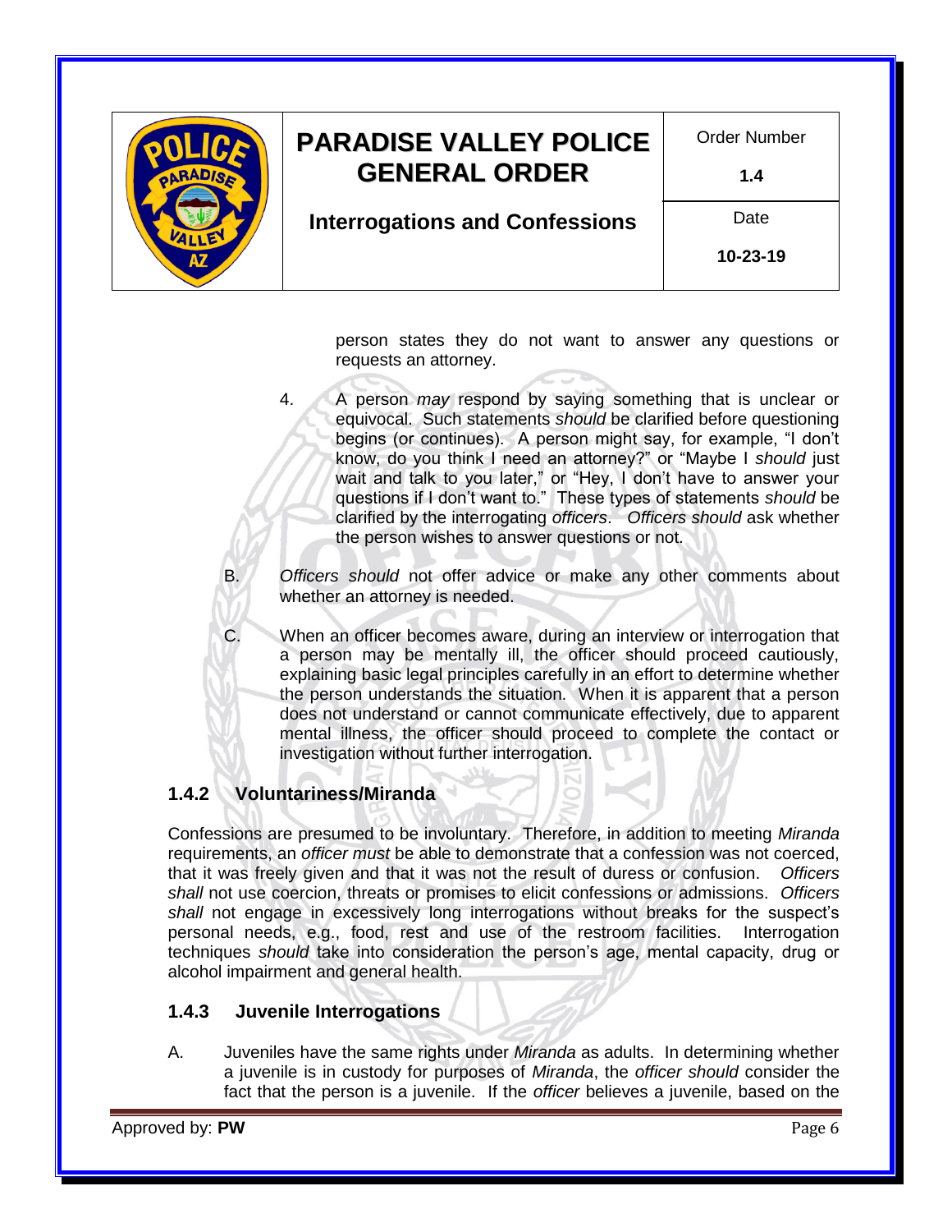person states they do not want to answer any questions or requests an attorney.

4. A person *may* respond by saying something that is unclear or equivocal. Such statements *should* be clarified before questioning begins (or continues). A person might say, for example, "I don't know, do you think I need an attorney?" or "Maybe I *should* just wait and talk to you later," or "Hey, I don't have to answer your questions if I don't want to." These types of statements *should* be clarified by the interrogating *officers*. *Officers should* ask whether the person wishes to answer questions or not.

B. *Officers should* not offer advice or make any other comments about whether an attorney is needed.

C. When an officer becomes aware, during an interview or interrogation that a person may be mentally ill, the officer should proceed cautiously, explaining basic legal principles carefully in an effort to determine whether the person understands the situation. When it is apparent that a person does not understand or cannot communicate effectively, due to apparent mental illness, the officer should proceed to complete the contact or investigation without further interrogation.

### 1.4.2 Voluntariness/Miranda

Confessions are presumed to be involuntary. Therefore, in addition to meeting *Miranda* requirements, an *officer must* be able to demonstrate that a confession was not coerced, that it was freely given and that it was not the result of duress or confusion. *Officers shall* not use coercion, threats or promises to elicit confessions or admissions. *Officers shall* not engage in excessively long interrogations without breaks for the suspect's personal needs, e.g., food, rest and use of the restroom facilities. Interrogation techniques *should* take into consideration the person's age, mental capacity, drug or alcohol impairment and general health.

### 1.4.3 Juvenile Interrogations

A. Juveniles have the same rights under *Miranda* as adults. In determining whether a juvenile is in custody for purposes of *Miranda*, the *officer should* consider the fact that the person is a juvenile. If the *officer* believes a juvenile, based on the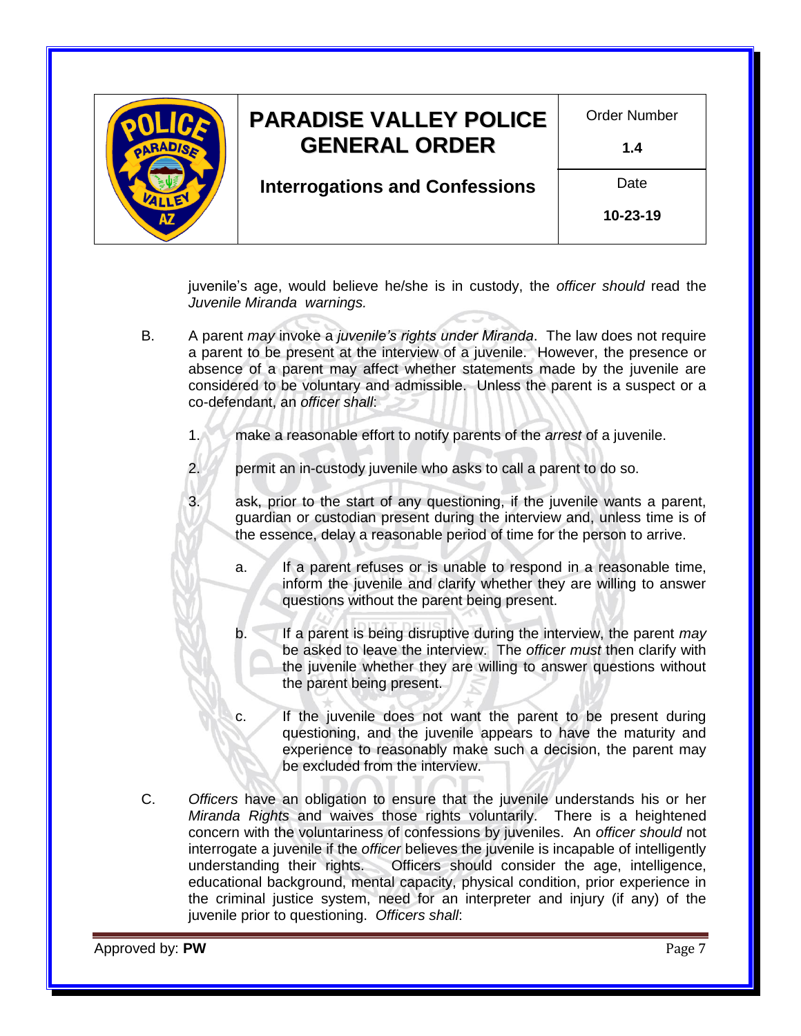juvenile's age, would believe he/she is in custody, the *officer should* read the *Juvenile Miranda warnings.*

B. A parent *may* invoke a *juvenile's rights under Miranda*. The law does not require a parent to be present at the interview of a juvenile. However, the presence or absence of a parent may affect whether statements made by the juvenile are considered to be voluntary and admissible. Unless the parent is a suspect or a co-defendant, an *officer shall*:

1. make a reasonable effort to notify parents of the *arrest* of a juvenile.

2. permit an in-custody juvenile who asks to call a parent to do so.

3. ask, prior to the start of any questioning, if the juvenile wants a parent, guardian or custodian present during the interview and, unless time is of the essence, delay a reasonable period of time for the person to arrive.

   a. If a parent refuses or is unable to respond in a reasonable time, inform the juvenile and clarify whether they are willing to answer questions without the parent being present.

   b. If a parent is being disruptive during the interview, the parent *may* be asked to leave the interview. The *officer must* then clarify with the juvenile whether they are willing to answer questions without the parent being present.

   c. If the juvenile does not want the parent to be present during questioning, and the juvenile appears to have the maturity and experience to reasonably make such a decision, the parent may be excluded from the interview.

C. *Officers* have an obligation to ensure that the juvenile understands his or her *Miranda Rights* and waives those rights voluntarily. There is a heightened concern with the voluntariness of confessions by juveniles. An *officer should* not interrogate a juvenile if the *officer* believes the juvenile is incapable of intelligently understanding their rights. Officers should consider the age, intelligence, educational background, mental capacity, physical condition, prior experience in the criminal justice system, need for an interpreter and injury (if any) of the juvenile prior to questioning. *Officers shall*: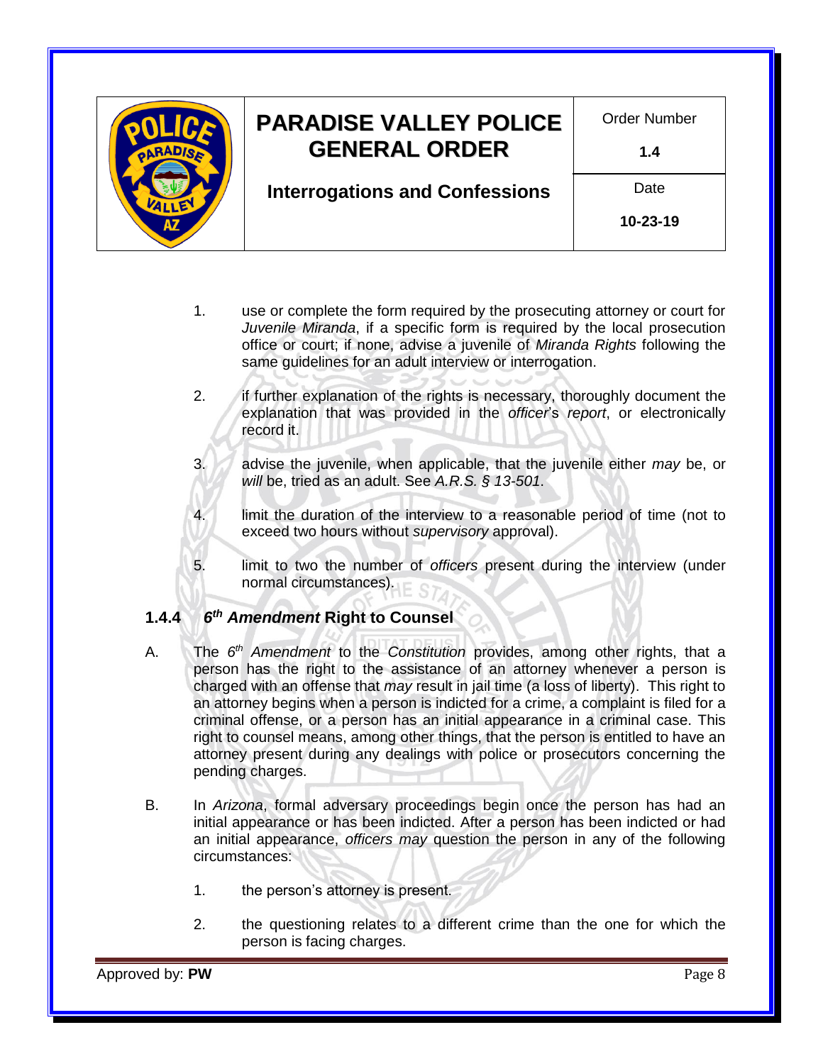1. use or complete the form required by the prosecuting attorney or court for *Juvenile Miranda*, if a specific form is required by the local prosecution office or court; if none, advise a juvenile of *Miranda Rights* following the same guidelines for an adult interview or interrogation.

2. if further explanation of the rights is necessary, thoroughly document the explanation that was provided in the *officer*'s *report*, or electronically record it.

3. advise the juvenile, when applicable, that the juvenile either *may* be, or *will* be, tried as an adult. See *A.R.S. § 13-501*.

4. limit the duration of the interview to a reasonable period of time (not to exceed two hours without *supervisory* approval).

5. limit to two the number of *officers* present during the interview (under normal circumstances).

## 1.4.4 *6th Amendment* Right to Counsel

A. The *6th Amendment* to the *Constitution* provides, among other rights, that a person has the right to the assistance of an attorney whenever a person is charged with an offense that *may* result in jail time (a loss of liberty). This right to an attorney begins when a person is indicted for a crime, a complaint is filed for a criminal offense, or a person has an initial appearance in a criminal case. This right to counsel means, among other things, that the person is entitled to have an attorney present during any dealings with police or prosecutors concerning the pending charges.

B. In *Arizona*, formal adversary proceedings begin once the person has had an initial appearance or has been indicted. After a person has been indicted or had an initial appearance, *officers may* question the person in any of the following circumstances:

   1. the person's attorney is present.

   2. the questioning relates to a different crime than the one for which the person is facing charges.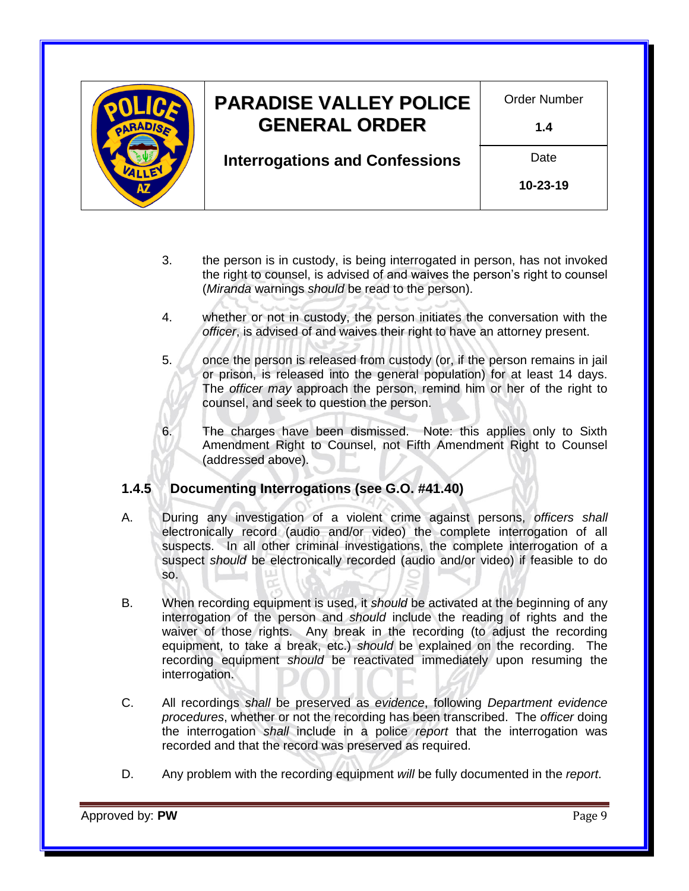3. the person is in custody, is being interrogated in person, has not invoked the right to counsel, is advised of and waives the person's right to counsel (*Miranda* warnings *should* be read to the person).

4. whether or not in custody, the person initiates the conversation with the *officer*, is advised of and waives their right to have an attorney present.

5. once the person is released from custody (or, if the person remains in jail or prison, is released into the general population) for at least 14 days. The *officer may* approach the person, remind him or her of the right to counsel, and seek to question the person.

6. The charges have been dismissed. Note: this applies only to Sixth Amendment Right to Counsel, not Fifth Amendment Right to Counsel (addressed above).

### 1.4.5 Documenting Interrogations (see G.O. #41.40)

A. During any investigation of a violent crime against persons, *officers shall* electronically record (audio and/or video) the complete interrogation of all suspects. In all other criminal investigations, the complete interrogation of a suspect *should* be electronically recorded (audio and/or video) if feasible to do so.

B. When recording equipment is used, it *should* be activated at the beginning of any interrogation of the person and *should* include the reading of rights and the waiver of those rights. Any break in the recording (to adjust the recording equipment, to take a break, etc.) *should* be explained on the recording. The recording equipment *should* be reactivated immediately upon resuming the interrogation.

C. All recordings *shall* be preserved as *evidence*, following *Department evidence procedures*, whether or not the recording has been transcribed. The *officer* doing the interrogation *shall* include in a police *report* that the interrogation was recorded and that the record was preserved as required.

D. Any problem with the recording equipment *will* be fully documented in the *report*.

Approved by: **PW**